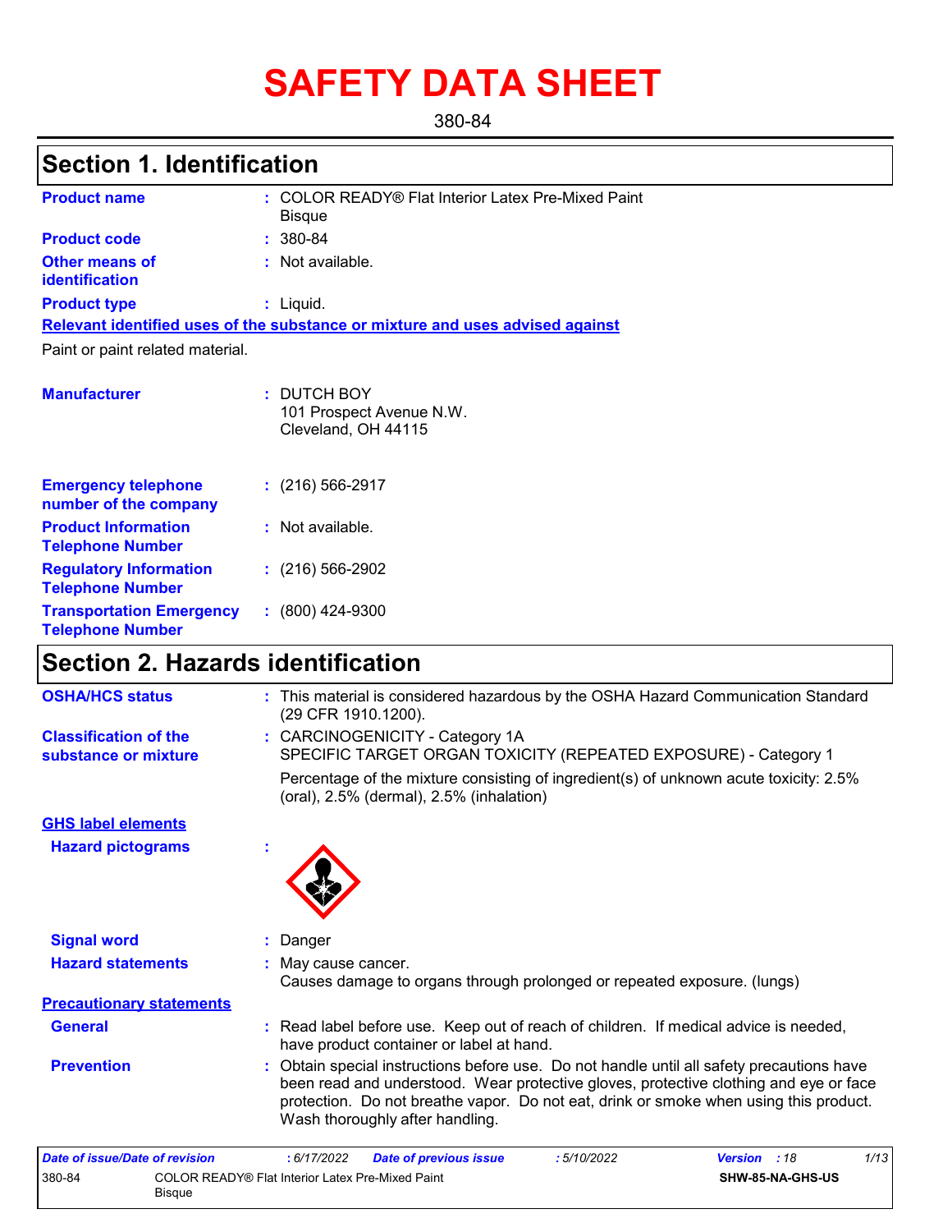# SAFETY DATA SHEET

380-84

## Section 1. Identification

**Product name** : COLOR READY® Flat Interior Latex Pre-Mixed Paint Bisque

**Product code** : 380-84

**Other means of identification** : Not available.

**Product type** : Liquid.

**Relevant identified uses of the substance or mixture and uses advised against**

Paint or paint related material.

**Manufacturer** : DUTCH BOY
101 Prospect Avenue N.W.
Cleveland, OH 44115

**Emergency telephone number of the company** : (216) 566-2917

**Product Information Telephone Number** : Not available.

**Regulatory Information Telephone Number** : (216) 566-2902

**Transportation Emergency Telephone Number** : (800) 424-9300

## Section 2. Hazards identification

**OSHA/HCS status** : This material is considered hazardous by the OSHA Hazard Communication Standard (29 CFR 1910.1200).

**Classification of the substance or mixture** : CARCINOGENICITY - Category 1A
SPECIFIC TARGET ORGAN TOXICITY (REPEATED EXPOSURE) - Category 1

Percentage of the mixture consisting of ingredient(s) of unknown acute toxicity: 2.5% (oral), 2.5% (dermal), 2.5% (inhalation)

**GHS label elements**

**Hazard pictograms** :

**Signal word** : Danger

**Hazard statements** : May cause cancer.
Causes damage to organs through prolonged or repeated exposure. (lungs)

**Precautionary statements**

**General** : Read label before use. Keep out of reach of children. If medical advice is needed, have product container or label at hand.

**Prevention** : Obtain special instructions before use. Do not handle until all safety precautions have been read and understood. Wear protective gloves, protective clothing and eye or face protection. Do not breathe vapor. Do not eat, drink or smoke when using this product. Wash thoroughly after handling.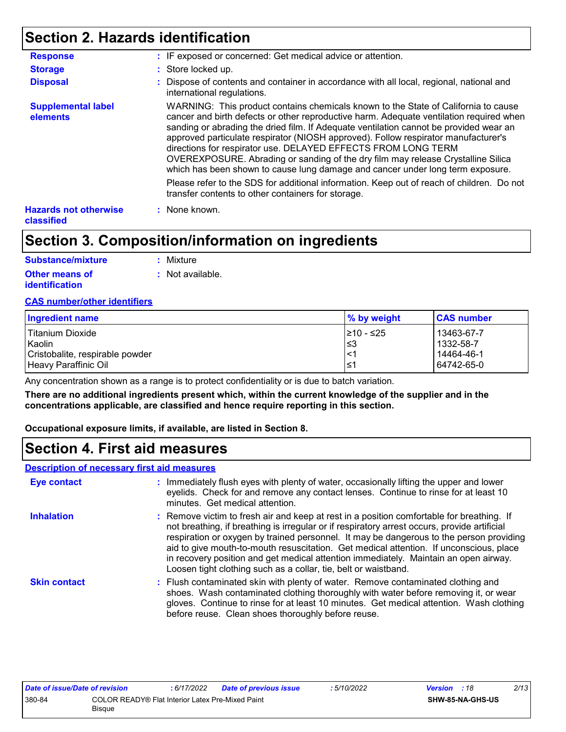## Section 2. Hazards identification

**Response** : IF exposed or concerned: Get medical advice or attention.

**Storage** : Store locked up.

**Disposal** : Dispose of contents and container in accordance with all local, regional, national and international regulations.

**Supplemental label elements**

WARNING: This product contains chemicals known to the State of California to cause cancer and birth defects or other reproductive harm. Adequate ventilation required when sanding or abrading the dried film. If Adequate ventilation cannot be provided wear an approved particulate respirator (NIOSH approved). Follow respirator manufacturer's directions for respirator use. DELAYED EFFECTS FROM LONG TERM OVEREXPOSURE. Abrading or sanding of the dry film may release Crystalline Silica which has been shown to cause lung damage and cancer under long term exposure.

Please refer to the SDS for additional information. Keep out of reach of children. Do not transfer contents to other containers for storage.

**Hazards not otherwise classified** : None known.

## Section 3. Composition/information on ingredients

**Substance/mixture** : Mixture

**Other means of identification** : Not available.

**CAS number/other identifiers**

| Ingredient name | % by weight | CAS number |
|---|---|---|
| Titanium Dioxide | ≥10 - ≤25 | 13463-67-7 |
| Kaolin | ≤3 | 1332-58-7 |
| Cristobalite, respirable powder | <1 | 14464-46-1 |
| Heavy Paraffinic Oil | ≤1 | 64742-65-0 |

Any concentration shown as a range is to protect confidentiality or is due to batch variation.

**There are no additional ingredients present which, within the current knowledge of the supplier and in the concentrations applicable, are classified and hence require reporting in this section.**

**Occupational exposure limits, if available, are listed in Section 8.**

## Section 4. First aid measures

**Description of necessary first aid measures**

**Eye contact** : Immediately flush eyes with plenty of water, occasionally lifting the upper and lower eyelids. Check for and remove any contact lenses. Continue to rinse for at least 10 minutes. Get medical attention.

**Inhalation** : Remove victim to fresh air and keep at rest in a position comfortable for breathing. If not breathing, if breathing is irregular or if respiratory arrest occurs, provide artificial respiration or oxygen by trained personnel. It may be dangerous to the person providing aid to give mouth-to-mouth resuscitation. Get medical attention. If unconscious, place in recovery position and get medical attention immediately. Maintain an open airway. Loosen tight clothing such as a collar, tie, belt or waistband.

**Skin contact** : Flush contaminated skin with plenty of water. Remove contaminated clothing and shoes. Wash contaminated clothing thoroughly with water before removing it, or wear gloves. Continue to rinse for at least 10 minutes. Get medical attention. Wash clothing before reuse. Clean shoes thoroughly before reuse.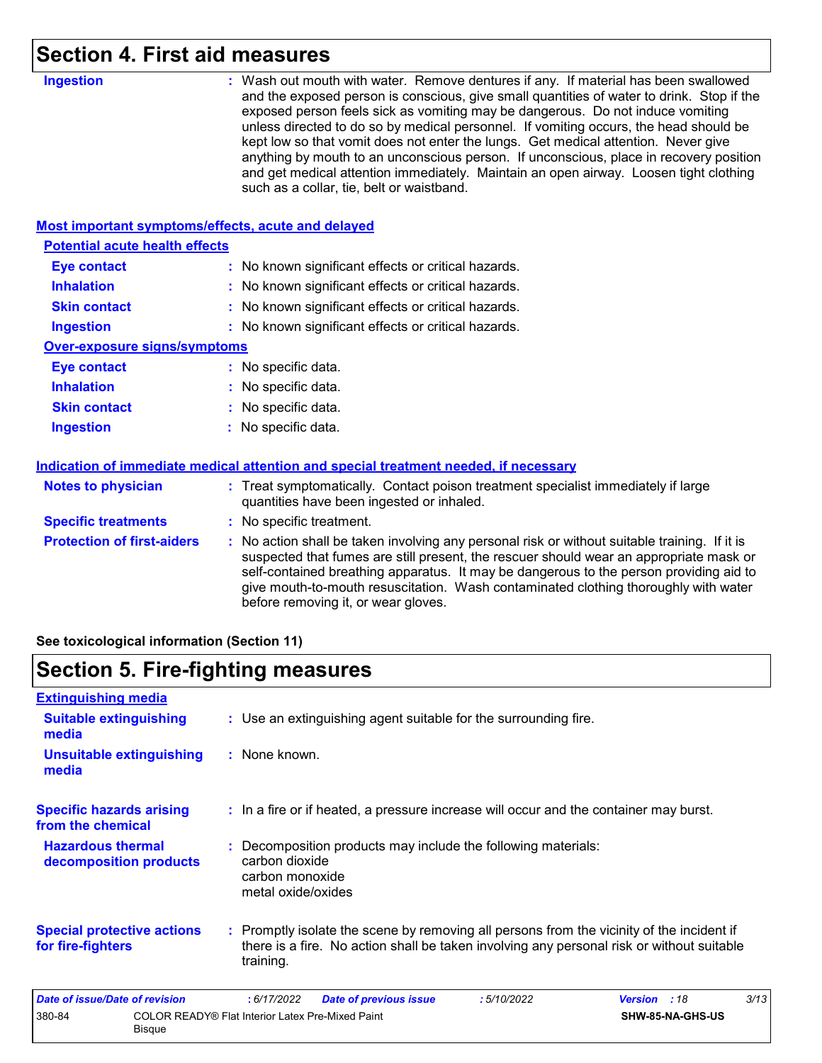## Section 4. First aid measures

**Ingestion** : Wash out mouth with water. Remove dentures if any. If material has been swallowed and the exposed person is conscious, give small quantities of water to drink. Stop if the exposed person feels sick as vomiting may be dangerous. Do not induce vomiting unless directed to do so by medical personnel. If vomiting occurs, the head should be kept low so that vomit does not enter the lungs. Get medical attention. Never give anything by mouth to an unconscious person. If unconscious, place in recovery position and get medical attention immediately. Maintain an open airway. Loosen tight clothing such as a collar, tie, belt or waistband.

### Most important symptoms/effects, acute and delayed

#### Potential acute health effects

**Eye contact** : No known significant effects or critical hazards.

**Inhalation** : No known significant effects or critical hazards.

**Skin contact** : No known significant effects or critical hazards.

**Ingestion** : No known significant effects or critical hazards.

#### Over-exposure signs/symptoms

**Eye contact** : No specific data.

**Inhalation** : No specific data.

**Skin contact** : No specific data.

**Ingestion** : No specific data.

### Indication of immediate medical attention and special treatment needed, if necessary

**Notes to physician** : Treat symptomatically. Contact poison treatment specialist immediately if large quantities have been ingested or inhaled.

**Specific treatments** : No specific treatment.

**Protection of first-aiders** : No action shall be taken involving any personal risk or without suitable training. If it is suspected that fumes are still present, the rescuer should wear an appropriate mask or self-contained breathing apparatus. It may be dangerous to the person providing aid to give mouth-to-mouth resuscitation. Wash contaminated clothing thoroughly with water before removing it, or wear gloves.

**See toxicological information (Section 11)**

## Section 5. Fire-fighting measures

### Extinguishing media

**Suitable extinguishing media** : Use an extinguishing agent suitable for the surrounding fire.

**Unsuitable extinguishing media** : None known.

**Specific hazards arising from the chemical** : In a fire or if heated, a pressure increase will occur and the container may burst.

**Hazardous thermal decomposition products** : Decomposition products may include the following materials:
carbon dioxide
carbon monoxide
metal oxide/oxides

**Special protective actions for fire-fighters** : Promptly isolate the scene by removing all persons from the vicinity of the incident if there is a fire. No action shall be taken involving any personal risk or without suitable training.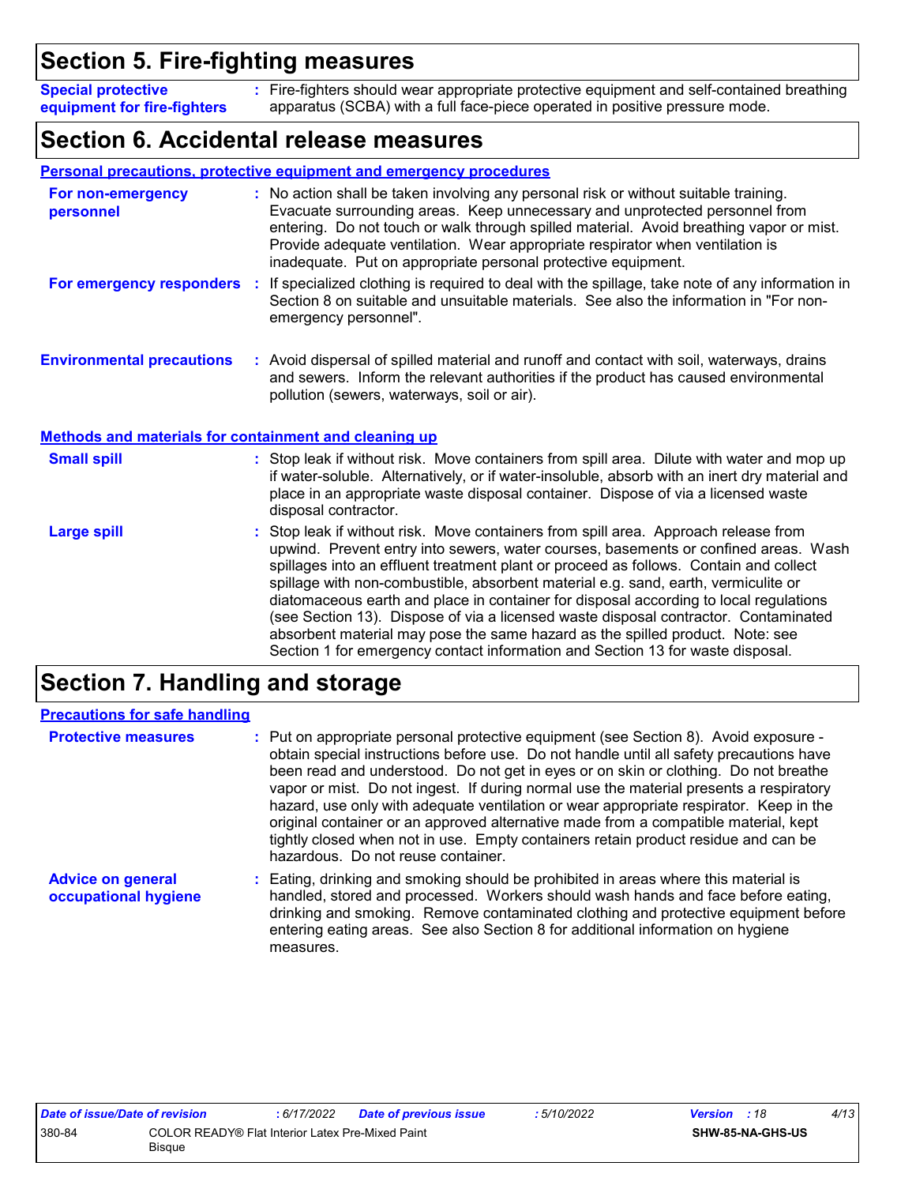## Section 5. Fire-fighting measures

**Special protective equipment for fire-fighters** : Fire-fighters should wear appropriate protective equipment and self-contained breathing apparatus (SCBA) with a full face-piece operated in positive pressure mode.

## Section 6. Accidental release measures

### Personal precautions, protective equipment and emergency procedures

**For non-emergency personnel** : No action shall be taken involving any personal risk or without suitable training. Evacuate surrounding areas. Keep unnecessary and unprotected personnel from entering. Do not touch or walk through spilled material. Avoid breathing vapor or mist. Provide adequate ventilation. Wear appropriate respirator when ventilation is inadequate. Put on appropriate personal protective equipment.

**For emergency responders** : If specialized clothing is required to deal with the spillage, take note of any information in Section 8 on suitable and unsuitable materials. See also the information in "For non-emergency personnel".

**Environmental precautions** : Avoid dispersal of spilled material and runoff and contact with soil, waterways, drains and sewers. Inform the relevant authorities if the product has caused environmental pollution (sewers, waterways, soil or air).

### Methods and materials for containment and cleaning up

**Small spill** : Stop leak if without risk. Move containers from spill area. Dilute with water and mop up if water-soluble. Alternatively, or if water-insoluble, absorb with an inert dry material and place in an appropriate waste disposal container. Dispose of via a licensed waste disposal contractor.

**Large spill** : Stop leak if without risk. Move containers from spill area. Approach release from upwind. Prevent entry into sewers, water courses, basements or confined areas. Wash spillages into an effluent treatment plant or proceed as follows. Contain and collect spillage with non-combustible, absorbent material e.g. sand, earth, vermiculite or diatomaceous earth and place in container for disposal according to local regulations (see Section 13). Dispose of via a licensed waste disposal contractor. Contaminated absorbent material may pose the same hazard as the spilled product. Note: see Section 1 for emergency contact information and Section 13 for waste disposal.

## Section 7. Handling and storage

### Precautions for safe handling

**Protective measures** : Put on appropriate personal protective equipment (see Section 8). Avoid exposure - obtain special instructions before use. Do not handle until all safety precautions have been read and understood. Do not get in eyes or on skin or clothing. Do not breathe vapor or mist. Do not ingest. If during normal use the material presents a respiratory hazard, use only with adequate ventilation or wear appropriate respirator. Keep in the original container or an approved alternative made from a compatible material, kept tightly closed when not in use. Empty containers retain product residue and can be hazardous. Do not reuse container.

**Advice on general occupational hygiene** : Eating, drinking and smoking should be prohibited in areas where this material is handled, stored and processed. Workers should wash hands and face before eating, drinking and smoking. Remove contaminated clothing and protective equipment before entering eating areas. See also Section 8 for additional information on hygiene measures.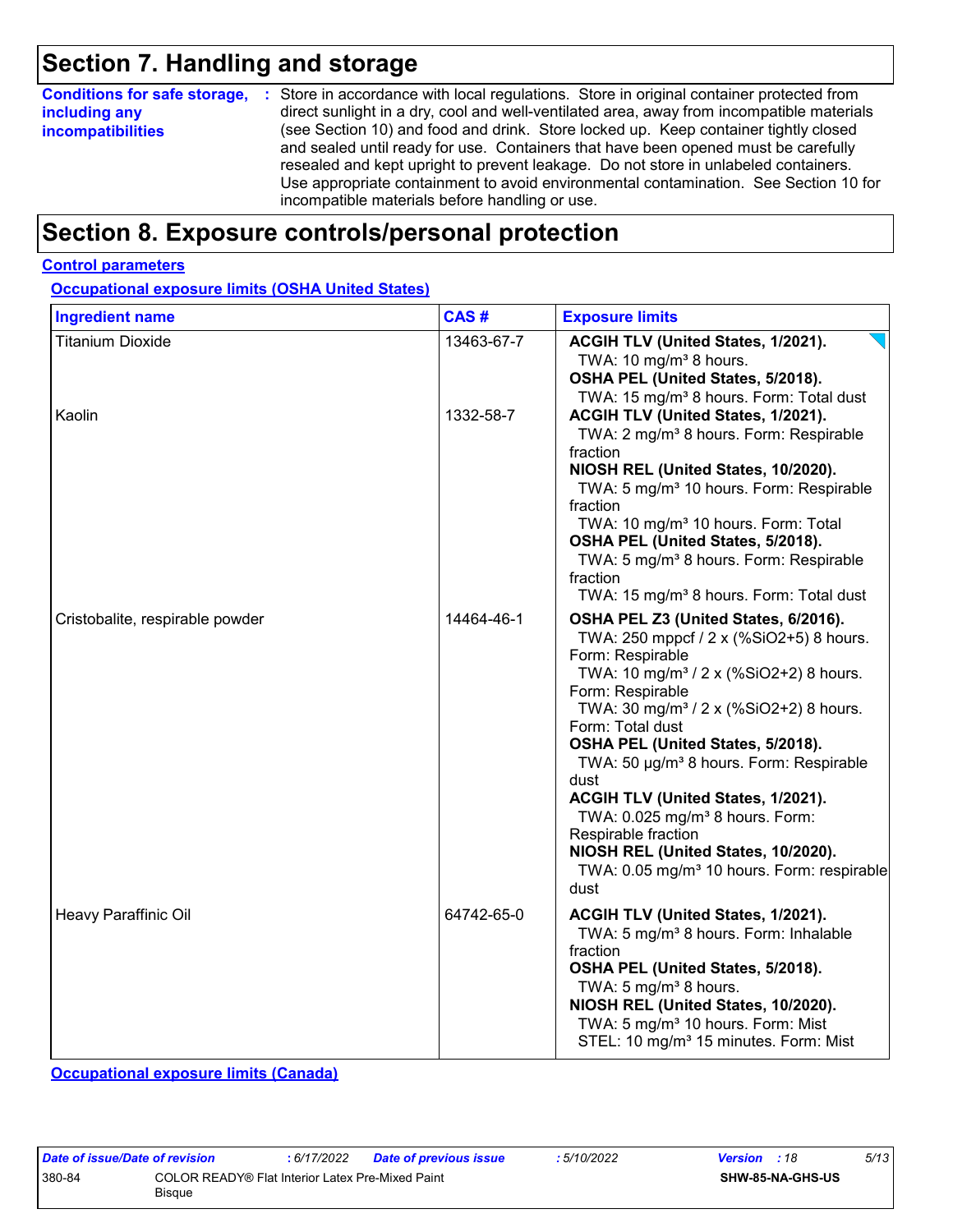# Section 7. Handling and storage

**Conditions for safe storage, including any incompatibilities** : Store in accordance with local regulations. Store in original container protected from direct sunlight in a dry, cool and well-ventilated area, away from incompatible materials (see Section 10) and food and drink. Store locked up. Keep container tightly closed and sealed until ready for use. Containers that have been opened must be carefully resealed and kept upright to prevent leakage. Do not store in unlabeled containers. Use appropriate containment to avoid environmental contamination. See Section 10 for incompatible materials before handling or use.

# Section 8. Exposure controls/personal protection

## Control parameters

### Occupational exposure limits (OSHA United States)

| Ingredient name | CAS # | Exposure limits |
|---|---|---|
| Titanium Dioxide | 13463-67-7 | **ACGIH TLV (United States, 1/2021).**<br>TWA: 10 mg/m³ 8 hours.<br>**OSHA PEL (United States, 5/2018).**<br>TWA: 15 mg/m³ 8 hours. Form: Total dust |
| Kaolin | 1332-58-7 | **ACGIH TLV (United States, 1/2021).**<br>TWA: 2 mg/m³ 8 hours. Form: Respirable fraction<br>**NIOSH REL (United States, 10/2020).**<br>TWA: 5 mg/m³ 10 hours. Form: Respirable fraction<br>TWA: 10 mg/m³ 10 hours. Form: Total<br>**OSHA PEL (United States, 5/2018).**<br>TWA: 5 mg/m³ 8 hours. Form: Respirable fraction<br>TWA: 15 mg/m³ 8 hours. Form: Total dust |
| Cristobalite, respirable powder | 14464-46-1 | **OSHA PEL Z3 (United States, 6/2016).**<br>TWA: 250 mppcf / 2 x (%SiO2+5) 8 hours. Form: Respirable<br>TWA: 10 mg/m³ / 2 x (%SiO2+2) 8 hours. Form: Respirable<br>TWA: 30 mg/m³ / 2 x (%SiO2+2) 8 hours. Form: Total dust<br>**OSHA PEL (United States, 5/2018).**<br>TWA: 50 µg/m³ 8 hours. Form: Respirable dust<br>**ACGIH TLV (United States, 1/2021).**<br>TWA: 0.025 mg/m³ 8 hours. Form: Respirable fraction<br>**NIOSH REL (United States, 10/2020).**<br>TWA: 0.05 mg/m³ 10 hours. Form: respirable dust |
| Heavy Paraffinic Oil | 64742-65-0 | **ACGIH TLV (United States, 1/2021).**<br>TWA: 5 mg/m³ 8 hours. Form: Inhalable fraction<br>**OSHA PEL (United States, 5/2018).**<br>TWA: 5 mg/m³ 8 hours.<br>**NIOSH REL (United States, 10/2020).**<br>TWA: 5 mg/m³ 10 hours. Form: Mist<br>STEL: 10 mg/m³ 15 minutes. Form: Mist |

### Occupational exposure limits (Canada)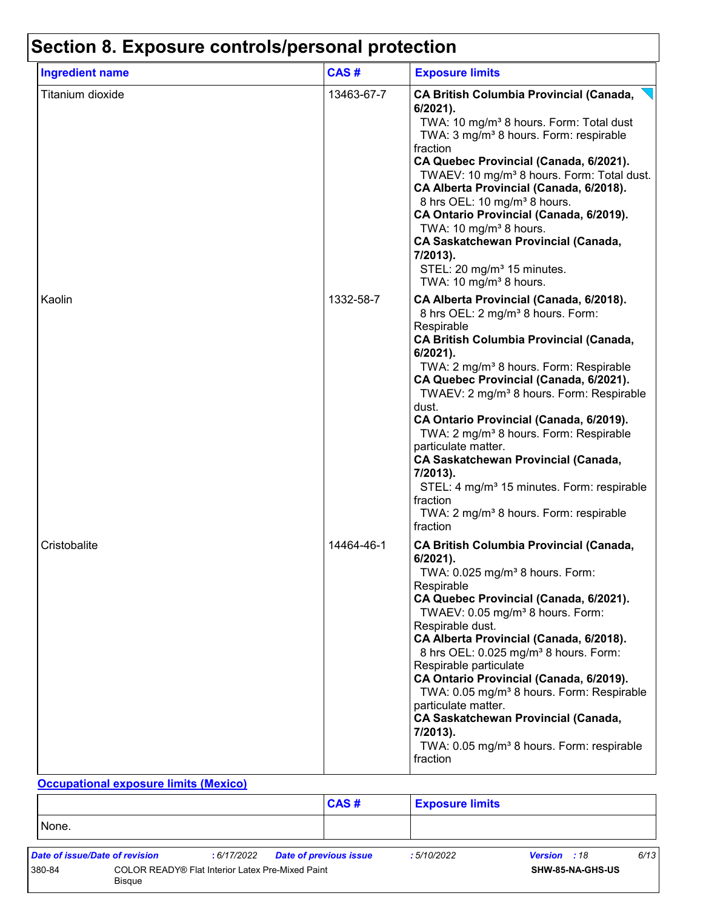# Section 8. Exposure controls/personal protection

| Ingredient name | CAS # | Exposure limits |
|---|---|---|
| Titanium dioxide | 13463-67-7 | **CA British Columbia Provincial (Canada, 6/2021).** TWA: 10 mg/m³ 8 hours. Form: Total dust TWA: 3 mg/m³ 8 hours. Form: respirable fraction **CA Quebec Provincial (Canada, 6/2021).** TWAEV: 10 mg/m³ 8 hours. Form: Total dust. **CA Alberta Provincial (Canada, 6/2018).** 8 hrs OEL: 10 mg/m³ 8 hours. **CA Ontario Provincial (Canada, 6/2019).** TWA: 10 mg/m³ 8 hours. **CA Saskatchewan Provincial (Canada, 7/2013).** STEL: 20 mg/m³ 15 minutes. TWA: 10 mg/m³ 8 hours. |
| Kaolin | 1332-58-7 | **CA Alberta Provincial (Canada, 6/2018).** 8 hrs OEL: 2 mg/m³ 8 hours. Form: Respirable **CA British Columbia Provincial (Canada, 6/2021).** TWA: 2 mg/m³ 8 hours. Form: Respirable **CA Quebec Provincial (Canada, 6/2021).** TWAEV: 2 mg/m³ 8 hours. Form: Respirable dust. **CA Ontario Provincial (Canada, 6/2019).** TWA: 2 mg/m³ 8 hours. Form: Respirable particulate matter. **CA Saskatchewan Provincial (Canada, 7/2013).** STEL: 4 mg/m³ 15 minutes. Form: respirable fraction TWA: 2 mg/m³ 8 hours. Form: respirable fraction |
| Cristobalite | 14464-46-1 | **CA British Columbia Provincial (Canada, 6/2021).** TWA: 0.025 mg/m³ 8 hours. Form: Respirable **CA Quebec Provincial (Canada, 6/2021).** TWAEV: 0.05 mg/m³ 8 hours. Form: Respirable dust. **CA Alberta Provincial (Canada, 6/2018).** 8 hrs OEL: 0.025 mg/m³ 8 hours. Form: Respirable particulate **CA Ontario Provincial (Canada, 6/2019).** TWA: 0.05 mg/m³ 8 hours. Form: Respirable particulate matter. **CA Saskatchewan Provincial (Canada, 7/2013).** TWA: 0.05 mg/m³ 8 hours. Form: respirable fraction |

**Occupational exposure limits (Mexico)**

| | CAS # | Exposure limits |
|---|---|---|
| None. | | |

| *Date of issue/Date of revision* | : 6/17/2022 | *Date of previous issue* | : 5/10/2022 | *Version* : 18 |
|---|---|---|---|---|
| 380-84 | COLOR READY® Flat Interior Latex Pre-Mixed Paint Bisque | | | SHW-85-NA-GHS-US |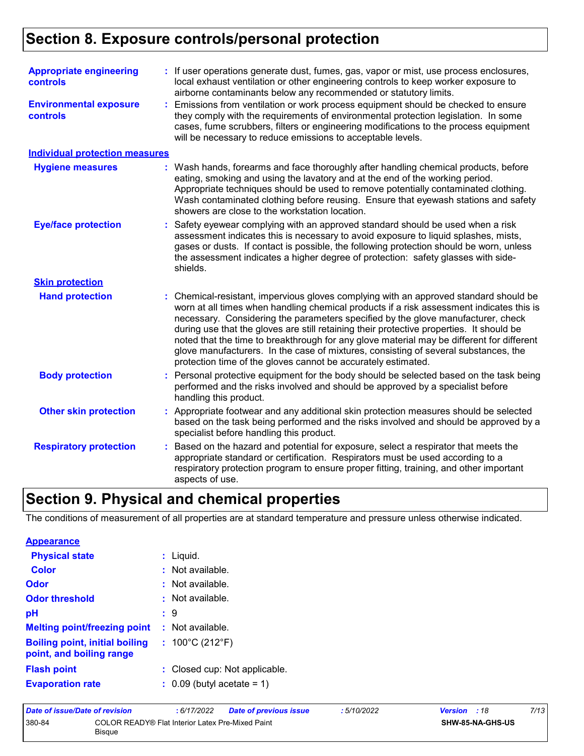# Section 8. Exposure controls/personal protection

**Appropriate engineering controls** : If user operations generate dust, fumes, gas, vapor or mist, use process enclosures, local exhaust ventilation or other engineering controls to keep worker exposure to airborne contaminants below any recommended or statutory limits.

**Environmental exposure controls** : Emissions from ventilation or work process equipment should be checked to ensure they comply with the requirements of environmental protection legislation. In some cases, fume scrubbers, filters or engineering modifications to the process equipment will be necessary to reduce emissions to acceptable levels.

## Individual protection measures

**Hygiene measures** : Wash hands, forearms and face thoroughly after handling chemical products, before eating, smoking and using the lavatory and at the end of the working period. Appropriate techniques should be used to remove potentially contaminated clothing. Wash contaminated clothing before reusing. Ensure that eyewash stations and safety showers are close to the workstation location.

**Eye/face protection** : Safety eyewear complying with an approved standard should be used when a risk assessment indicates this is necessary to avoid exposure to liquid splashes, mists, gases or dusts. If contact is possible, the following protection should be worn, unless the assessment indicates a higher degree of protection: safety glasses with side-shields.

### Skin protection

**Hand protection** : Chemical-resistant, impervious gloves complying with an approved standard should be worn at all times when handling chemical products if a risk assessment indicates this is necessary. Considering the parameters specified by the glove manufacturer, check during use that the gloves are still retaining their protective properties. It should be noted that the time to breakthrough for any glove material may be different for different glove manufacturers. In the case of mixtures, consisting of several substances, the protection time of the gloves cannot be accurately estimated.

**Body protection** : Personal protective equipment for the body should be selected based on the task being performed and the risks involved and should be approved by a specialist before handling this product.

**Other skin protection** : Appropriate footwear and any additional skin protection measures should be selected based on the task being performed and the risks involved and should be approved by a specialist before handling this product.

**Respiratory protection** : Based on the hazard and potential for exposure, select a respirator that meets the appropriate standard or certification. Respirators must be used according to a respiratory protection program to ensure proper fitting, training, and other important aspects of use.

# Section 9. Physical and chemical properties

The conditions of measurement of all properties are at standard temperature and pressure unless otherwise indicated.

## Appearance

**Physical state** : Liquid.

**Color** : Not available.

**Odor** : Not available.

**Odor threshold** : Not available.

**pH** : 9

**Melting point/freezing point** : Not available.

**Boiling point, initial boiling point, and boiling range** : 100°C (212°F)

**Flash point** : Closed cup: Not applicable.

**Evaporation rate** : 0.09 (butyl acetate = 1)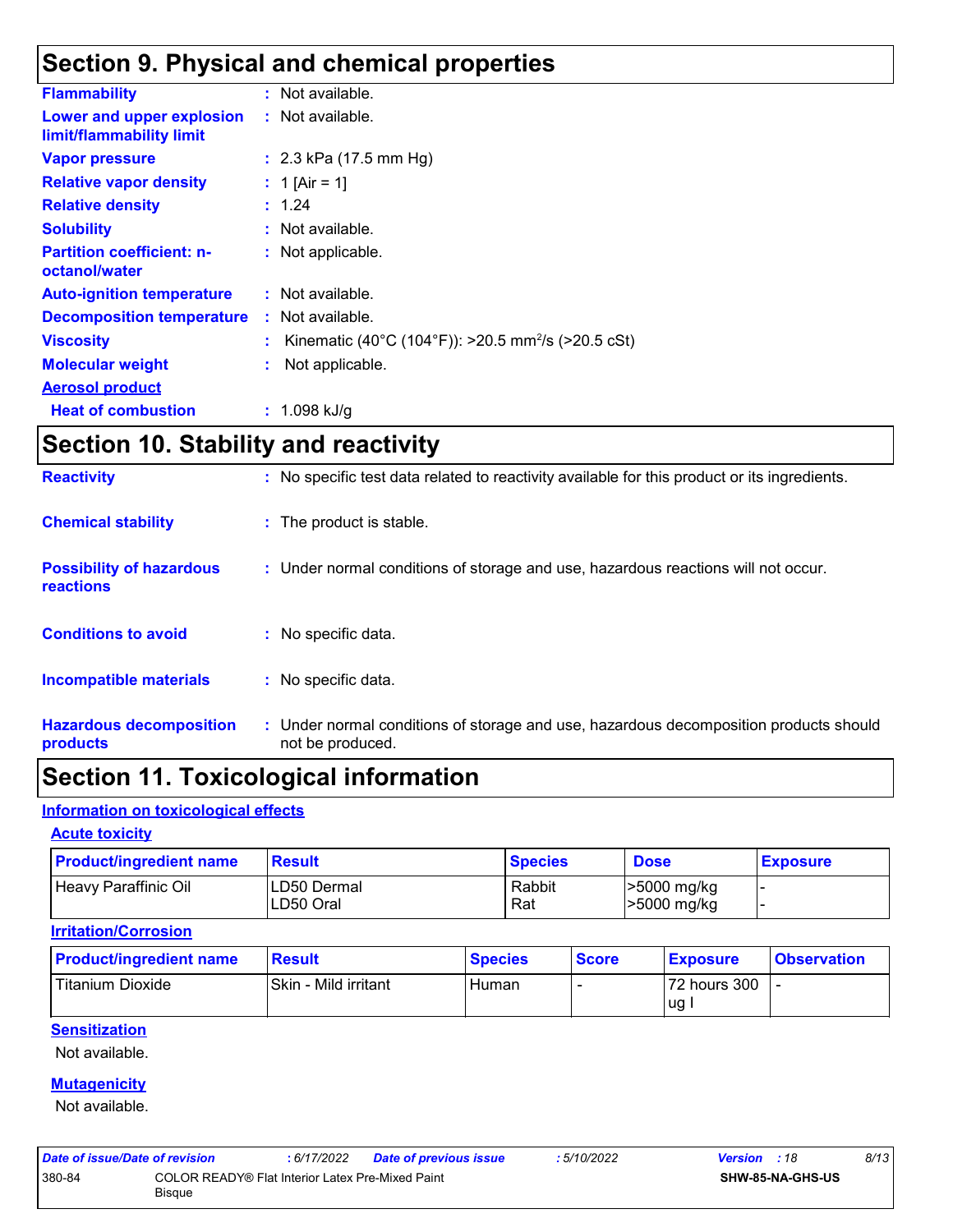# Section 9. Physical and chemical properties

| | |
|---|---|
| **Flammability** | : Not available. |
| **Lower and upper explosion limit/flammability limit** | : Not available. |
| **Vapor pressure** | : 2.3 kPa (17.5 mm Hg) |
| **Relative vapor density** | : 1 [Air = 1] |
| **Relative density** | : 1.24 |
| **Solubility** | : Not available. |
| **Partition coefficient: n-octanol/water** | : Not applicable. |
| **Auto-ignition temperature** | : Not available. |
| **Decomposition temperature** | : Not available. |
| **Viscosity** | : Kinematic (40°C (104°F)): >20.5 $mm^2/s$ (>20.5 cSt) |
| **Molecular weight** | : Not applicable. |

**Aerosol product**

| | |
|---|---|
| **Heat of combustion** | : 1.098 kJ/g |

# Section 10. Stability and reactivity

| | |
|---|---|
| **Reactivity** | : No specific test data related to reactivity available for this product or its ingredients. |
| **Chemical stability** | : The product is stable. |
| **Possibility of hazardous reactions** | : Under normal conditions of storage and use, hazardous reactions will not occur. |
| **Conditions to avoid** | : No specific data. |
| **Incompatible materials** | : No specific data. |
| **Hazardous decomposition products** | : Under normal conditions of storage and use, hazardous decomposition products should not be produced. |

# Section 11. Toxicological information

## Information on toxicological effects

### Acute toxicity

| Product/ingredient name | Result | Species | Dose | Exposure |
|---|---|---|---|---|
| Heavy Paraffinic Oil | LD50 Dermal | Rabbit | >5000 mg/kg | - |
| | LD50 Oral | Rat | >5000 mg/kg | - |

### Irritation/Corrosion

| Product/ingredient name | Result | Species | Score | Exposure | Observation |
|---|---|---|---|---|---|
| Titanium Dioxide | Skin - Mild irritant | Human | - | 72 hours 300 ug I | - |

### Sensitization

Not available.

### Mutagenicity

Not available.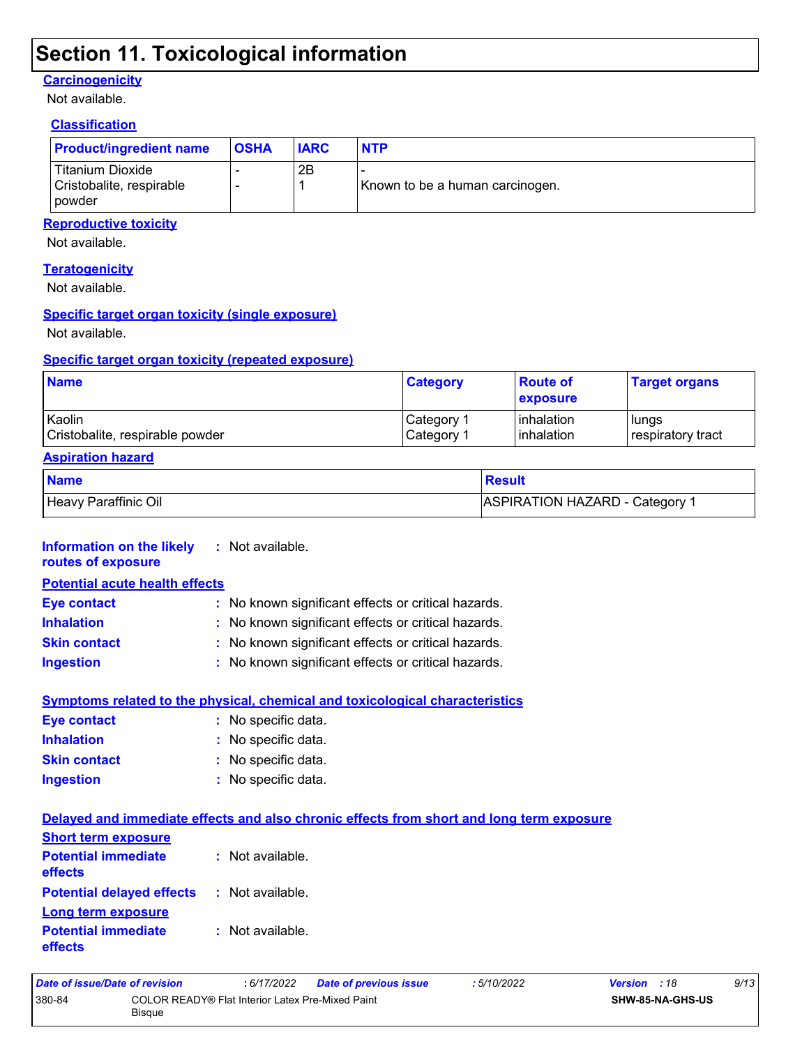## Section 11. Toxicological information

### Carcinogenicity

Not available.

### Classification

| Product/ingredient name | OSHA | IARC | NTP |
|---|---|---|---|
| Titanium Dioxide | - | 2B | - |
| Cristobalite, respirable powder | - | 1 | Known to be a human carcinogen. |

### Reproductive toxicity

Not available.

### Teratogenicity

Not available.

### Specific target organ toxicity (single exposure)

Not available.

### Specific target organ toxicity (repeated exposure)

| Name | Category | Route of exposure | Target organs |
|---|---|---|---|
| Kaolin | Category 1 | inhalation | lungs |
| Cristobalite, respirable powder | Category 1 | inhalation | respiratory tract |

### Aspiration hazard

| Name | Result |
|---|---|
| Heavy Paraffinic Oil | ASPIRATION HAZARD - Category 1 |

**Information on the likely routes of exposure** : Not available.

### Potential acute health effects

**Eye contact** : No known significant effects or critical hazards.
**Inhalation** : No known significant effects or critical hazards.
**Skin contact** : No known significant effects or critical hazards.
**Ingestion** : No known significant effects or critical hazards.

### Symptoms related to the physical, chemical and toxicological characteristics

**Eye contact** : No specific data.
**Inhalation** : No specific data.
**Skin contact** : No specific data.
**Ingestion** : No specific data.

### Delayed and immediate effects and also chronic effects from short and long term exposure

#### Short term exposure

**Potential immediate effects** : Not available.
**Potential delayed effects** : Not available.

#### Long term exposure

**Potential immediate effects** : Not available.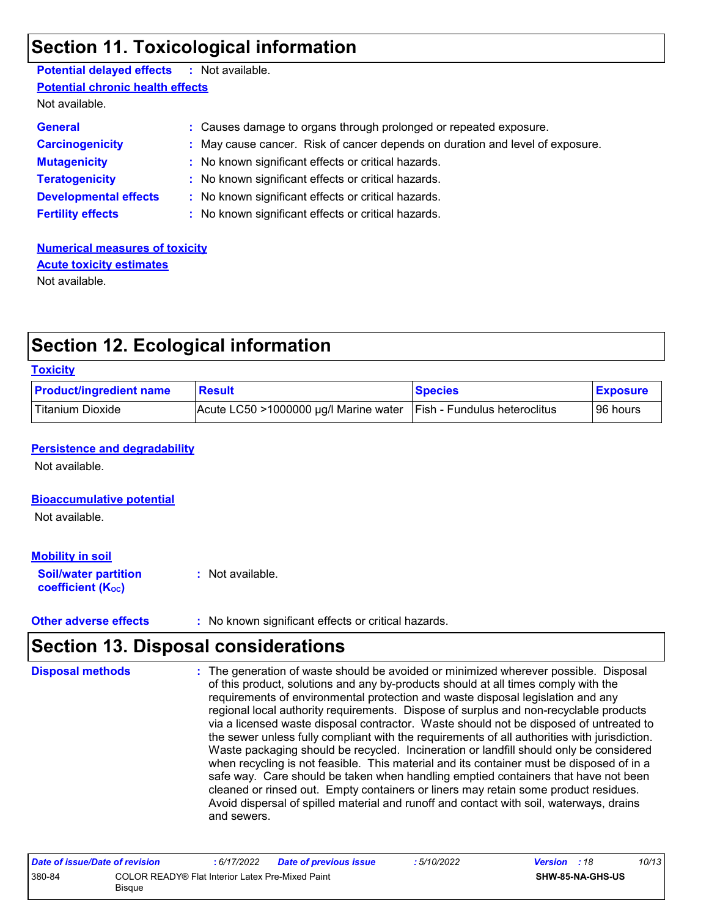## Section 11. Toxicological information

**Potential delayed effects** : Not available.

**Potential chronic health effects**

Not available.

**General** : Causes damage to organs through prolonged or repeated exposure.

**Carcinogenicity** : May cause cancer. Risk of cancer depends on duration and level of exposure.

**Mutagenicity** : No known significant effects or critical hazards.

**Teratogenicity** : No known significant effects or critical hazards.

**Developmental effects** : No known significant effects or critical hazards.

**Fertility effects** : No known significant effects or critical hazards.

**Numerical measures of toxicity**

**Acute toxicity estimates**

Not available.

## Section 12. Ecological information

**Toxicity**

| Product/ingredient name | Result | Species | Exposure |
|---|---|---|---|
| Titanium Dioxide | Acute LC50 >1000000 µg/l Marine water | Fish - Fundulus heteroclitus | 96 hours |

**Persistence and degradability**

Not available.

**Bioaccumulative potential**

Not available.

**Mobility in soil**

**Soil/water partition coefficient ($K_{OC}$)** : Not available.

**Other adverse effects** : No known significant effects or critical hazards.

## Section 13. Disposal considerations

**Disposal methods** : The generation of waste should be avoided or minimized wherever possible. Disposal of this product, solutions and any by-products should at all times comply with the requirements of environmental protection and waste disposal legislation and any regional local authority requirements. Dispose of surplus and non-recyclable products via a licensed waste disposal contractor. Waste should not be disposed of untreated to the sewer unless fully compliant with the requirements of all authorities with jurisdiction. Waste packaging should be recycled. Incineration or landfill should only be considered when recycling is not feasible. This material and its container must be disposed of in a safe way. Care should be taken when handling emptied containers that have not been cleaned or rinsed out. Empty containers or liners may retain some product residues. Avoid dispersal of spilled material and runoff and contact with soil, waterways, drains and sewers.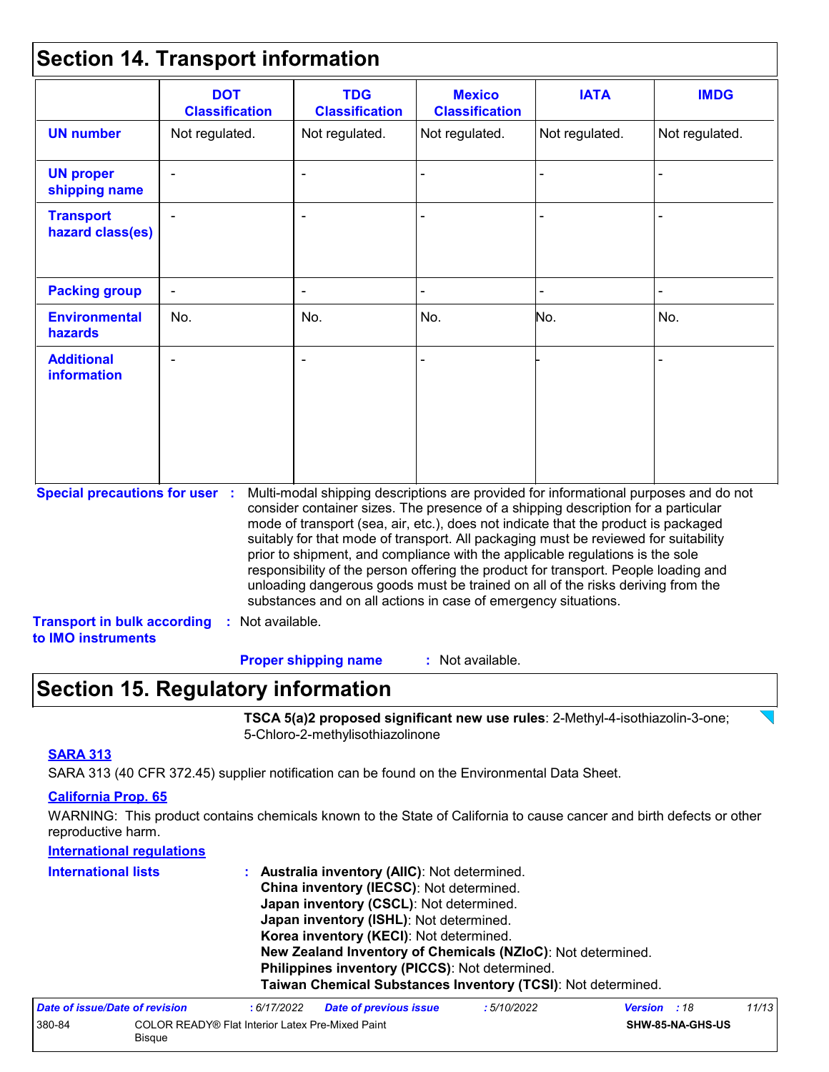## Section 14. Transport information

| | DOT Classification | TDG Classification | Mexico Classification | IATA | IMDG |
|---|---|---|---|---|---|
| **UN number** | Not regulated. | Not regulated. | Not regulated. | Not regulated. | Not regulated. |
| **UN proper shipping name** | - | - | - | - | - |
| **Transport hazard class(es)** | - | - | - | - | - |
| **Packing group** | - | - | - | - | - |
| **Environmental hazards** | No. | No. | No. | No. | No. |
| **Additional information** | - | - | - | - | - |

**Special precautions for user** : Multi-modal shipping descriptions are provided for informational purposes and do not consider container sizes. The presence of a shipping description for a particular mode of transport (sea, air, etc.), does not indicate that the product is packaged suitably for that mode of transport. All packaging must be reviewed for suitability prior to shipment, and compliance with the applicable regulations is the sole responsibility of the person offering the product for transport. People loading and unloading dangerous goods must be trained on all of the risks deriving from the substances and on all actions in case of emergency situations.

**Transport in bulk according to IMO instruments** : Not available.

**Proper shipping name** : Not available.

## Section 15. Regulatory information

**TSCA 5(a)2 proposed significant new use rules**: 2-Methyl-4-isothiazolin-3-one; 5-Chloro-2-methylisothiazolinone

**SARA 313**

SARA 313 (40 CFR 372.45) supplier notification can be found on the Environmental Data Sheet.

**California Prop. 65**

WARNING: This product contains chemicals known to the State of California to cause cancer and birth defects or other reproductive harm.

**International regulations**

**International lists** :
**Australia inventory (AIIC)**: Not determined.
**China inventory (IECSC)**: Not determined.
**Japan inventory (CSCL)**: Not determined.
**Japan inventory (ISHL)**: Not determined.
**Korea inventory (KECI)**: Not determined.
**New Zealand Inventory of Chemicals (NZIoC)**: Not determined.
**Philippines inventory (PICCS)**: Not determined.
**Taiwan Chemical Substances Inventory (TCSI)**: Not determined.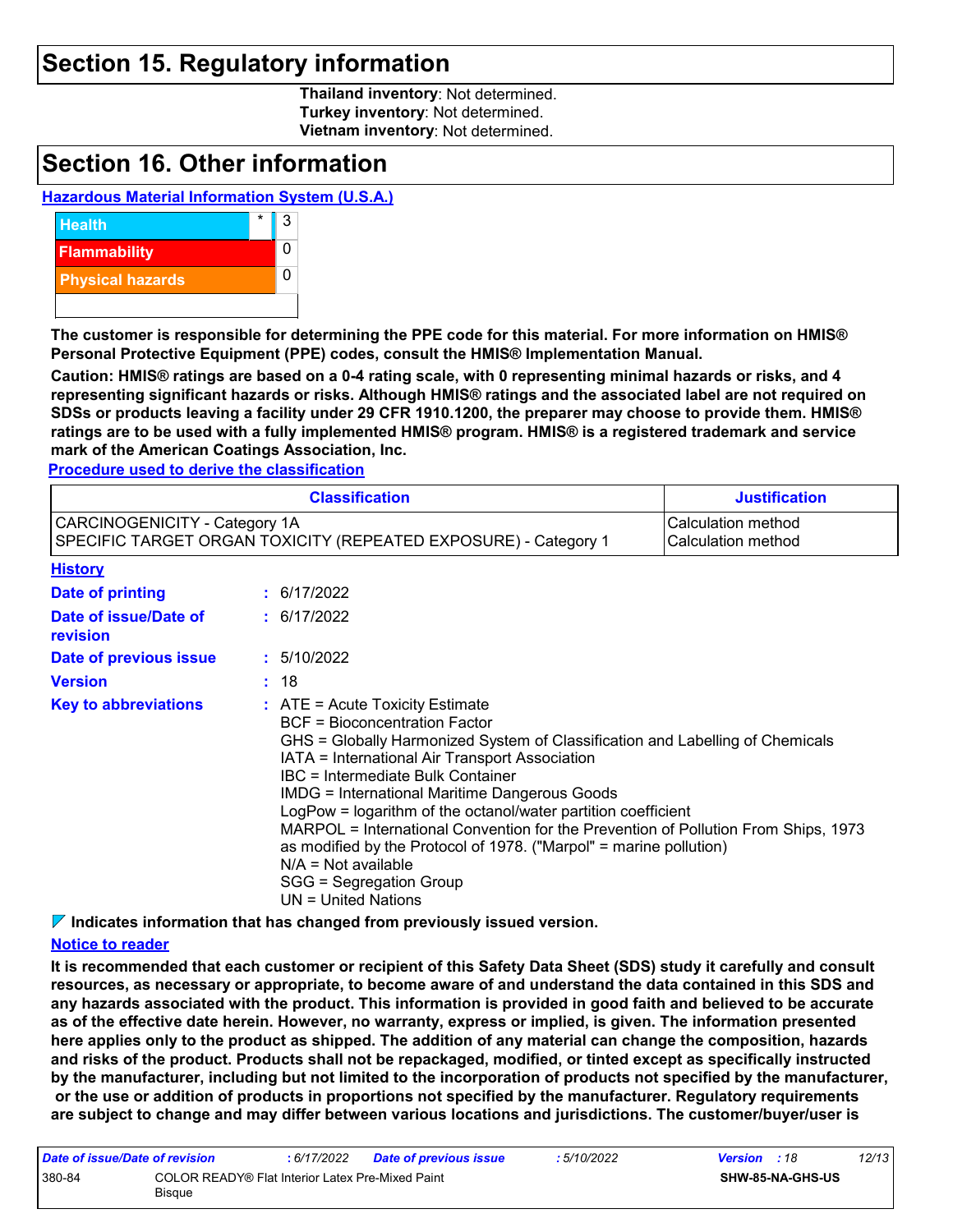## Section 15. Regulatory information

**Thailand inventory**: Not determined.
**Turkey inventory**: Not determined.
**Vietnam inventory**: Not determined.

## Section 16. Other information

**Hazardous Material Information System (U.S.A.)**

| | | |
|---|---|---|
| Health | * | 3 |
| Flammability | | 0 |
| Physical hazards | | 0 |

**The customer is responsible for determining the PPE code for this material. For more information on HMIS® Personal Protective Equipment (PPE) codes, consult the HMIS® Implementation Manual.**

**Caution: HMIS® ratings are based on a 0-4 rating scale, with 0 representing minimal hazards or risks, and 4 representing significant hazards or risks. Although HMIS® ratings and the associated label are not required on SDSs or products leaving a facility under 29 CFR 1910.1200, the preparer may choose to provide them. HMIS® ratings are to be used with a fully implemented HMIS® program. HMIS® is a registered trademark and service mark of the American Coatings Association, Inc.**

**Procedure used to derive the classification**

| Classification | Justification |
|---|---|
| CARCINOGENICITY - Category 1A | Calculation method |
| SPECIFIC TARGET ORGAN TOXICITY (REPEATED EXPOSURE) - Category 1 | Calculation method |

**History**

**Date of printing** : 6/17/2022

**Date of issue/Date of revision** : 6/17/2022

**Date of previous issue** : 5/10/2022

**Version** : 18

**Key to abbreviations** :
ATE = Acute Toxicity Estimate
BCF = Bioconcentration Factor
GHS = Globally Harmonized System of Classification and Labelling of Chemicals
IATA = International Air Transport Association
IBC = Intermediate Bulk Container
IMDG = International Maritime Dangerous Goods
LogPow = logarithm of the octanol/water partition coefficient
MARPOL = International Convention for the Prevention of Pollution From Ships, 1973 as modified by the Protocol of 1978. ("Marpol" = marine pollution)
N/A = Not available
SGG = Segregation Group
UN = United Nations

**Indicates information that has changed from previously issued version.**

**Notice to reader**

**It is recommended that each customer or recipient of this Safety Data Sheet (SDS) study it carefully and consult resources, as necessary or appropriate, to become aware of and understand the data contained in this SDS and any hazards associated with the product. This information is provided in good faith and believed to be accurate as of the effective date herein. However, no warranty, express or implied, is given. The information presented here applies only to the product as shipped. The addition of any material can change the composition, hazards and risks of the product. Products shall not be repackaged, modified, or tinted except as specifically instructed by the manufacturer, including but not limited to the incorporation of products not specified by the manufacturer, or the use or addition of products in proportions not specified by the manufacturer. Regulatory requirements are subject to change and may differ between various locations and jurisdictions. The customer/buyer/user is**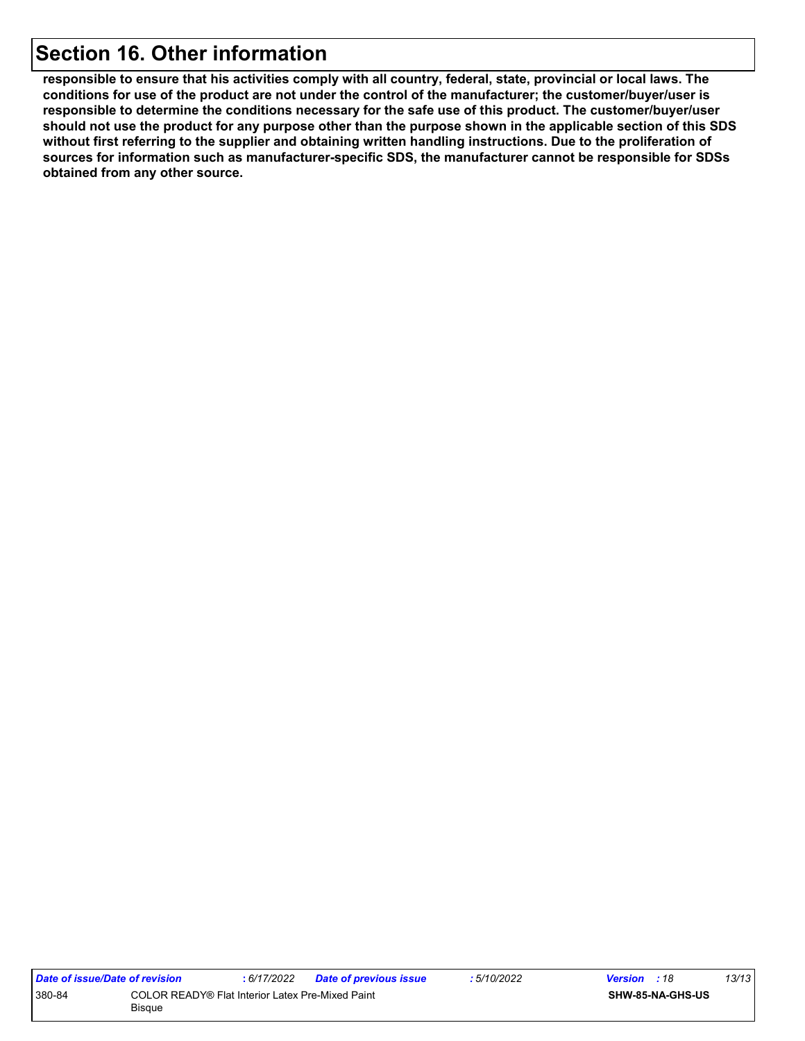# Section 16. Other information

**responsible to ensure that his activities comply with all country, federal, state, provincial or local laws. The conditions for use of the product are not under the control of the manufacturer; the customer/buyer/user is responsible to determine the conditions necessary for the safe use of this product. The customer/buyer/user should not use the product for any purpose other than the purpose shown in the applicable section of this SDS without first referring to the supplier and obtaining written handling instructions. Due to the proliferation of sources for information such as manufacturer-specific SDS, the manufacturer cannot be responsible for SDSs obtained from any other source.**